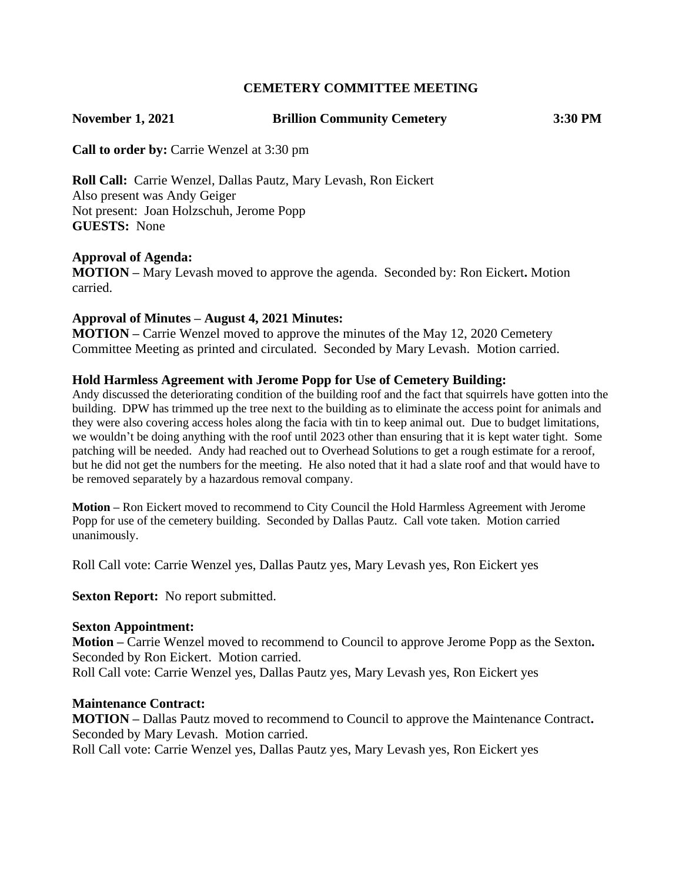# CEMETERY COMMITTEE MEETING

**November 1, 2021 Brillion Community Cemetery 3:30 PM**

**Call to order by:** Carrie Wenzel at 3:30 pm

**Roll Call:** Carrie Wenzel, Dallas Pautz, Mary Levash, Ron Eickert
Also present was Andy Geiger
Not present: Joan Holzschuh, Jerome Popp
**GUESTS:** None

**Approval of Agenda:**
**MOTION –** Mary Levash moved to approve the agenda. Seconded by: Ron Eickert**.** Motion carried.

**Approval of Minutes – August 4, 2021 Minutes:**
**MOTION –** Carrie Wenzel moved to approve the minutes of the May 12, 2020 Cemetery Committee Meeting as printed and circulated. Seconded by Mary Levash. Motion carried.

**Hold Harmless Agreement with Jerome Popp for Use of Cemetery Building:**
Andy discussed the deteriorating condition of the building roof and the fact that squirrels have gotten into the building. DPW has trimmed up the tree next to the building as to eliminate the access point for animals and they were also covering access holes along the facia with tin to keep animal out. Due to budget limitations, we wouldn't be doing anything with the roof until 2023 other than ensuring that it is kept water tight. Some patching will be needed. Andy had reached out to Overhead Solutions to get a rough estimate for a reroof, but he did not get the numbers for the meeting. He also noted that it had a slate roof and that would have to be removed separately by a hazardous removal company.

**Motion –** Ron Eickert moved to recommend to City Council the Hold Harmless Agreement with Jerome Popp for use of the cemetery building. Seconded by Dallas Pautz. Call vote taken. Motion carried unanimously.

Roll Call vote: Carrie Wenzel yes, Dallas Pautz yes, Mary Levash yes, Ron Eickert yes

**Sexton Report:** No report submitted.

**Sexton Appointment:**
**Motion –** Carrie Wenzel moved to recommend to Council to approve Jerome Popp as the Sexton**.** Seconded by Ron Eickert. Motion carried.
Roll Call vote: Carrie Wenzel yes, Dallas Pautz yes, Mary Levash yes, Ron Eickert yes

**Maintenance Contract:**
**MOTION –** Dallas Pautz moved to recommend to Council to approve the Maintenance Contract**.** Seconded by Mary Levash. Motion carried.
Roll Call vote: Carrie Wenzel yes, Dallas Pautz yes, Mary Levash yes, Ron Eickert yes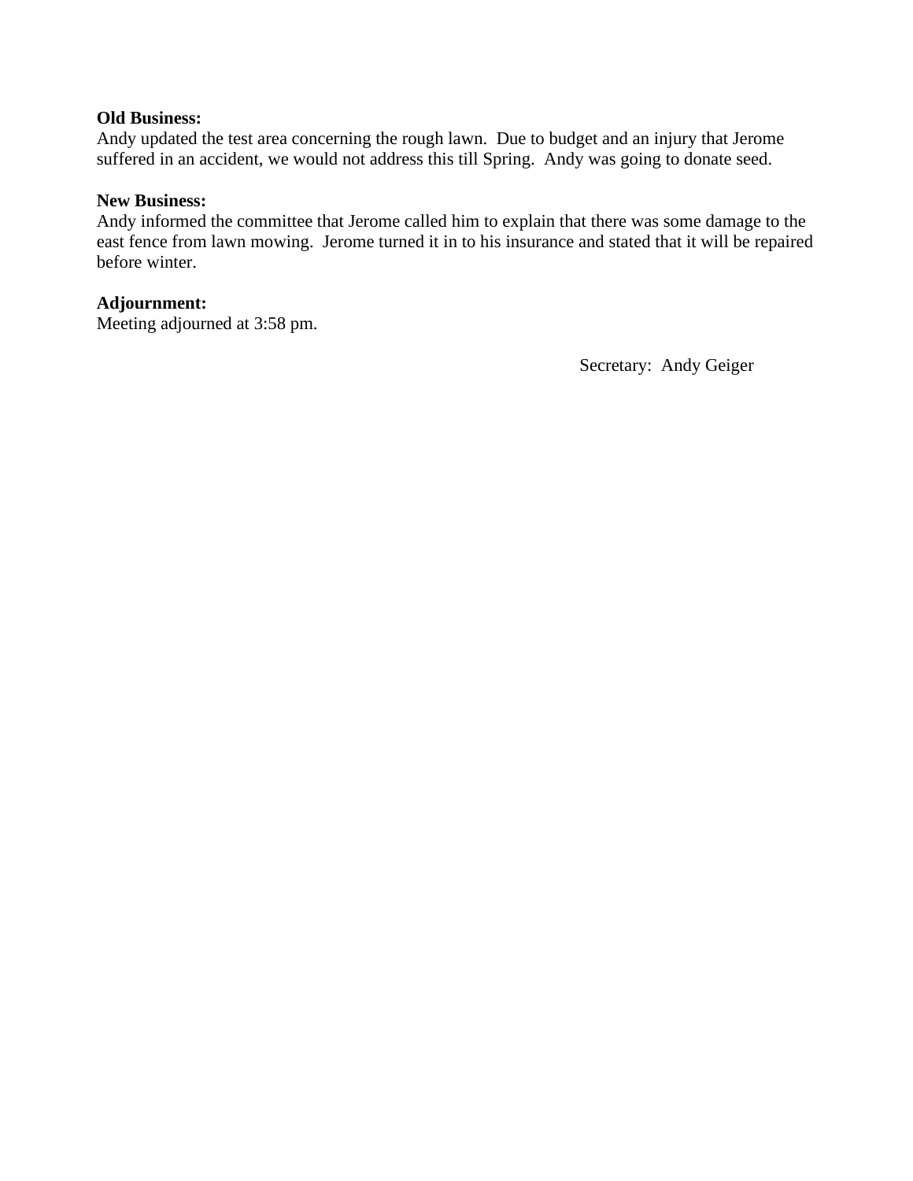**Old Business:**
Andy updated the test area concerning the rough lawn. Due to budget and an injury that Jerome suffered in an accident, we would not address this till Spring. Andy was going to donate seed.

**New Business:**
Andy informed the committee that Jerome called him to explain that there was some damage to the east fence from lawn mowing. Jerome turned it in to his insurance and stated that it will be repaired before winter.

**Adjournment:**
Meeting adjourned at 3:58 pm.

Secretary: Andy Geiger